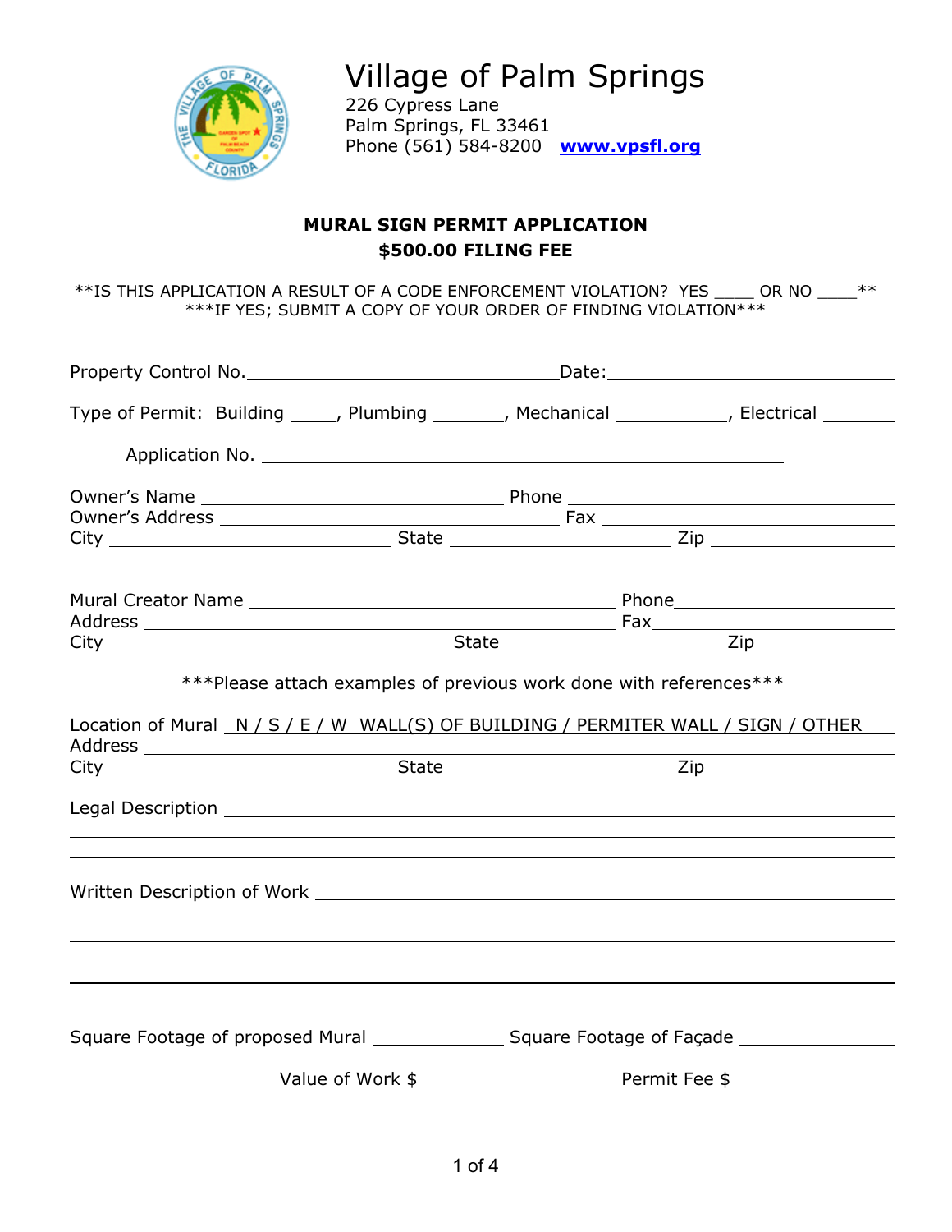# Village of Palm Springs

226 Cypress Lane
Palm Springs, FL 33461
Phone (561) 584-8200 **www.vpsfl.org**

## MURAL SIGN PERMIT APPLICATION
## $500.00 FILING FEE

**IS THIS APPLICATION A RESULT OF A CODE ENFORCEMENT VIOLATION? YES ____ OR NO ____**
***IF YES; SUBMIT A COPY OF YOUR ORDER OF FINDING VIOLATION***

Property Control No.______________________________ Date:______________________________

Type of Permit: Building _____, Plumbing _______, Mechanical ___________, Electrical ________

Application No. ______________________________________________________

Owner's Name ______________________________ Phone ______________________________
Owner's Address ______________________________ Fax ______________________________
City ______________________________ State ____________________ Zip ________________

Mural Creator Name ______________________________ Phone______________________________
Address ______________________________ Fax______________________________
City ______________________________ State ____________________Zip ________________

***Please attach examples of previous work done with references***

Location of Mural N / S / E / W WALL(S) OF BUILDING / PERMITER WALL / SIGN / OTHER
Address ______________________________________________________________________
City ______________________________ State ____________________ Zip ________________

Legal Description ______________________________________________________________
______________________________________________________________________________
______________________________________________________________________________

Written Description of Work ______________________________________________________
______________________________________________________________________________
______________________________________________________________________________

Square Footage of proposed Mural ______________ Square Footage of Façade ______________

Value of Work $____________________ Permit Fee $____________________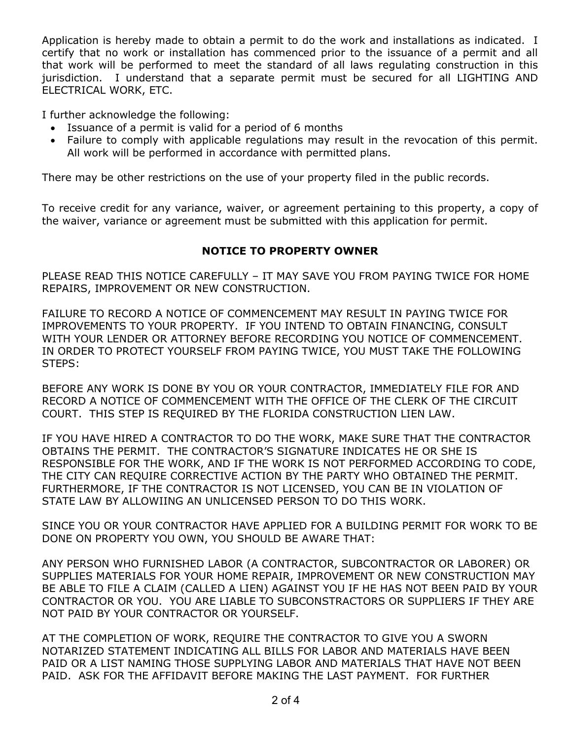Application is hereby made to obtain a permit to do the work and installations as indicated. I certify that no work or installation has commenced prior to the issuance of a permit and all that work will be performed to meet the standard of all laws regulating construction in this jurisdiction. I understand that a separate permit must be secured for all LIGHTING AND ELECTRICAL WORK, ETC.

I further acknowledge the following:

- Issuance of a permit is valid for a period of 6 months
- Failure to comply with applicable regulations may result in the revocation of this permit. All work will be performed in accordance with permitted plans.

There may be other restrictions on the use of your property filed in the public records.

To receive credit for any variance, waiver, or agreement pertaining to this property, a copy of the waiver, variance or agreement must be submitted with this application for permit.

## NOTICE TO PROPERTY OWNER

PLEASE READ THIS NOTICE CAREFULLY – IT MAY SAVE YOU FROM PAYING TWICE FOR HOME REPAIRS, IMPROVEMENT OR NEW CONSTRUCTION.

FAILURE TO RECORD A NOTICE OF COMMENCEMENT MAY RESULT IN PAYING TWICE FOR IMPROVEMENTS TO YOUR PROPERTY. IF YOU INTEND TO OBTAIN FINANCING, CONSULT WITH YOUR LENDER OR ATTORNEY BEFORE RECORDING YOU NOTICE OF COMMENCEMENT. IN ORDER TO PROTECT YOURSELF FROM PAYING TWICE, YOU MUST TAKE THE FOLLOWING STEPS:

BEFORE ANY WORK IS DONE BY YOU OR YOUR CONTRACTOR, IMMEDIATELY FILE FOR AND RECORD A NOTICE OF COMMENCEMENT WITH THE OFFICE OF THE CLERK OF THE CIRCUIT COURT. THIS STEP IS REQUIRED BY THE FLORIDA CONSTRUCTION LIEN LAW.

IF YOU HAVE HIRED A CONTRACTOR TO DO THE WORK, MAKE SURE THAT THE CONTRACTOR OBTAINS THE PERMIT. THE CONTRACTOR'S SIGNATURE INDICATES HE OR SHE IS RESPONSIBLE FOR THE WORK, AND IF THE WORK IS NOT PERFORMED ACCORDING TO CODE, THE CITY CAN REQUIRE CORRECTIVE ACTION BY THE PARTY WHO OBTAINED THE PERMIT. FURTHERMORE, IF THE CONTRACTOR IS NOT LICENSED, YOU CAN BE IN VIOLATION OF STATE LAW BY ALLOWIING AN UNLICENSED PERSON TO DO THIS WORK.

SINCE YOU OR YOUR CONTRACTOR HAVE APPLIED FOR A BUILDING PERMIT FOR WORK TO BE DONE ON PROPERTY YOU OWN, YOU SHOULD BE AWARE THAT:

ANY PERSON WHO FURNISHED LABOR (A CONTRACTOR, SUBCONTRACTOR OR LABORER) OR SUPPLIES MATERIALS FOR YOUR HOME REPAIR, IMPROVEMENT OR NEW CONSTRUCTION MAY BE ABLE TO FILE A CLAIM (CALLED A LIEN) AGAINST YOU IF HE HAS NOT BEEN PAID BY YOUR CONTRACTOR OR YOU. YOU ARE LIABLE TO SUBCONSTRACTORS OR SUPPLIERS IF THEY ARE NOT PAID BY YOUR CONTRACTOR OR YOURSELF.

AT THE COMPLETION OF WORK, REQUIRE THE CONTRACTOR TO GIVE YOU A SWORN NOTARIZED STATEMENT INDICATING ALL BILLS FOR LABOR AND MATERIALS HAVE BEEN PAID OR A LIST NAMING THOSE SUPPLYING LABOR AND MATERIALS THAT HAVE NOT BEEN PAID. ASK FOR THE AFFIDAVIT BEFORE MAKING THE LAST PAYMENT. FOR FURTHER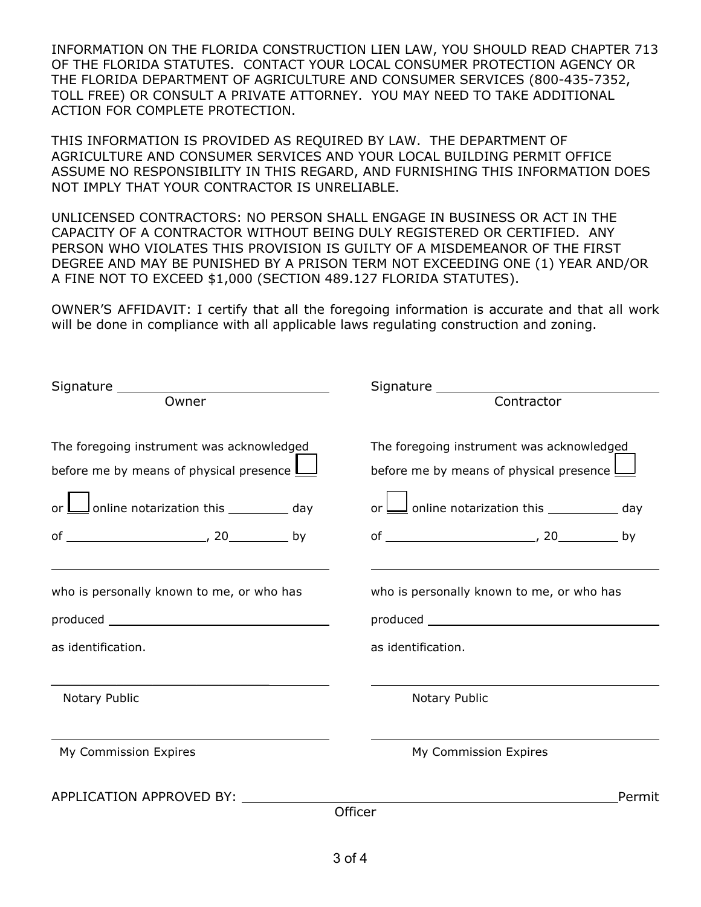INFORMATION ON THE FLORIDA CONSTRUCTION LIEN LAW, YOU SHOULD READ CHAPTER 713 OF THE FLORIDA STATUTES. CONTACT YOUR LOCAL CONSUMER PROTECTION AGENCY OR THE FLORIDA DEPARTMENT OF AGRICULTURE AND CONSUMER SERVICES (800-435-7352, TOLL FREE) OR CONSULT A PRIVATE ATTORNEY. YOU MAY NEED TO TAKE ADDITIONAL ACTION FOR COMPLETE PROTECTION.

THIS INFORMATION IS PROVIDED AS REQUIRED BY LAW. THE DEPARTMENT OF AGRICULTURE AND CONSUMER SERVICES AND YOUR LOCAL BUILDING PERMIT OFFICE ASSUME NO RESPONSIBILITY IN THIS REGARD, AND FURNISHING THIS INFORMATION DOES NOT IMPLY THAT YOUR CONTRACTOR IS UNRELIABLE.

UNLICENSED CONTRACTORS: NO PERSON SHALL ENGAGE IN BUSINESS OR ACT IN THE CAPACITY OF A CONTRACTOR WITHOUT BEING DULY REGISTERED OR CERTIFIED. ANY PERSON WHO VIOLATES THIS PROVISION IS GUILTY OF A MISDEMEANOR OF THE FIRST DEGREE AND MAY BE PUNISHED BY A PRISON TERM NOT EXCEEDING ONE (1) YEAR AND/OR A FINE NOT TO EXCEED $1,000 (SECTION 489.127 FLORIDA STATUTES).

OWNER'S AFFIDAVIT: I certify that all the foregoing information is accurate and that all work will be done in compliance with all applicable laws regulating construction and zoning.

Signature ______________________________
Owner

The foregoing instrument was acknowledged before me by means of physical presence ☐ or ☐ online notarization this _________ day of ____________________, 20_________ by

________________________________________

who is personally known to me, or who has produced ________________________________ as identification.

________________________________________
Notary Public

________________________________________
My Commission Expires

Signature ______________________________
Contractor

The foregoing instrument was acknowledged before me by means of physical presence ☐ or ☐ online notarization this __________ day of _____________________, 20_________ by

________________________________________

who is personally known to me, or who has produced ________________________________ as identification.

________________________________________
Notary Public

________________________________________
My Commission Expires

APPLICATION APPROVED BY: ______________________________________________ Permit Officer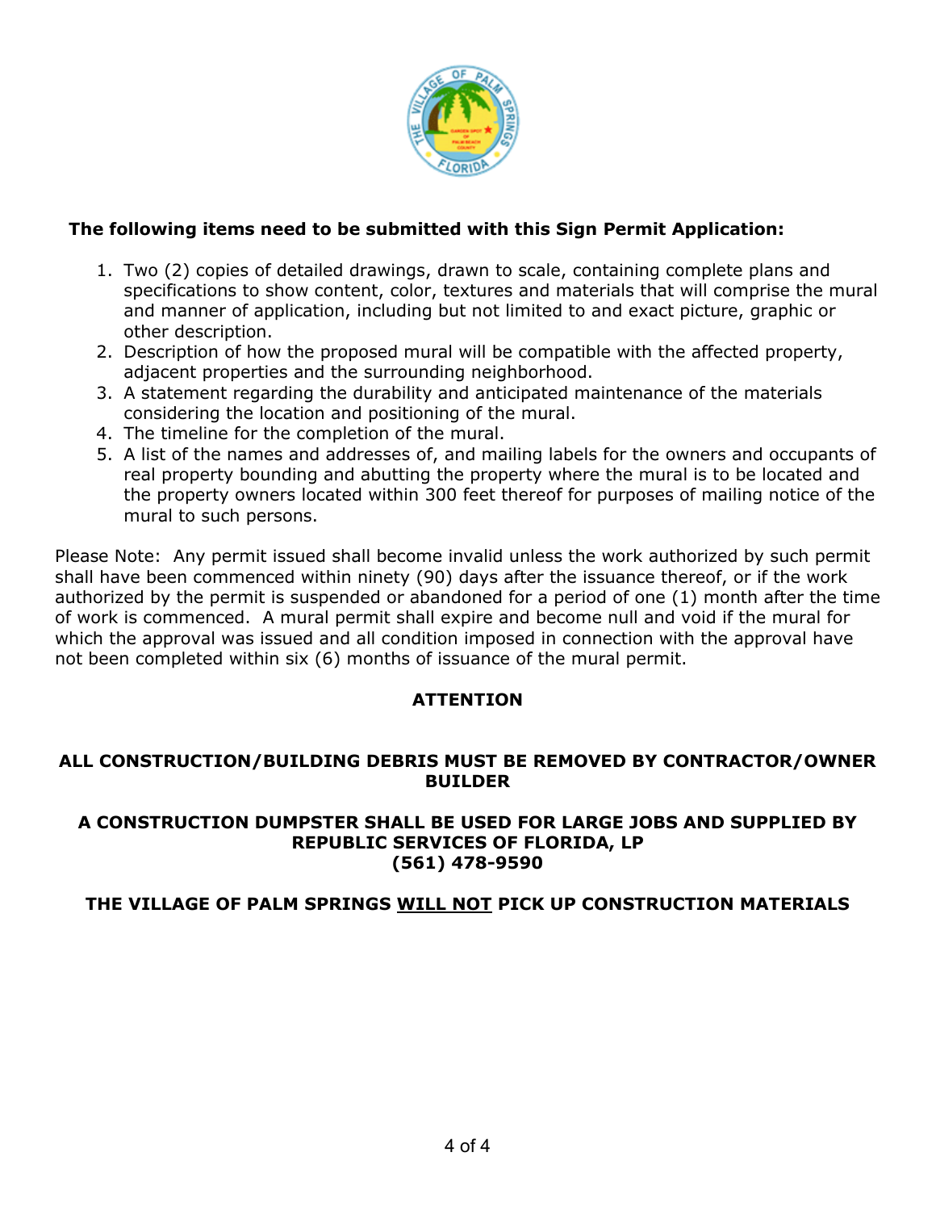**The following items need to be submitted with this Sign Permit Application:**

1. Two (2) copies of detailed drawings, drawn to scale, containing complete plans and specifications to show content, color, textures and materials that will comprise the mural and manner of application, including but not limited to and exact picture, graphic or other description.
2. Description of how the proposed mural will be compatible with the affected property, adjacent properties and the surrounding neighborhood.
3. A statement regarding the durability and anticipated maintenance of the materials considering the location and positioning of the mural.
4. The timeline for the completion of the mural.
5. A list of the names and addresses of, and mailing labels for the owners and occupants of real property bounding and abutting the property where the mural is to be located and the property owners located within 300 feet thereof for purposes of mailing notice of the mural to such persons.

Please Note: Any permit issued shall become invalid unless the work authorized by such permit shall have been commenced within ninety (90) days after the issuance thereof, or if the work authorized by the permit is suspended or abandoned for a period of one (1) month after the time of work is commenced. A mural permit shall expire and become null and void if the mural for which the approval was issued and all condition imposed in connection with the approval have not been completed within six (6) months of issuance of the mural permit.

**ATTENTION**

**ALL CONSTRUCTION/BUILDING DEBRIS MUST BE REMOVED BY CONTRACTOR/OWNER BUILDER**

**A CONSTRUCTION DUMPSTER SHALL BE USED FOR LARGE JOBS AND SUPPLIED BY REPUBLIC SERVICES OF FLORIDA, LP**
**(561) 478-9590**

**THE VILLAGE OF PALM SPRINGS WILL NOT PICK UP CONSTRUCTION MATERIALS**